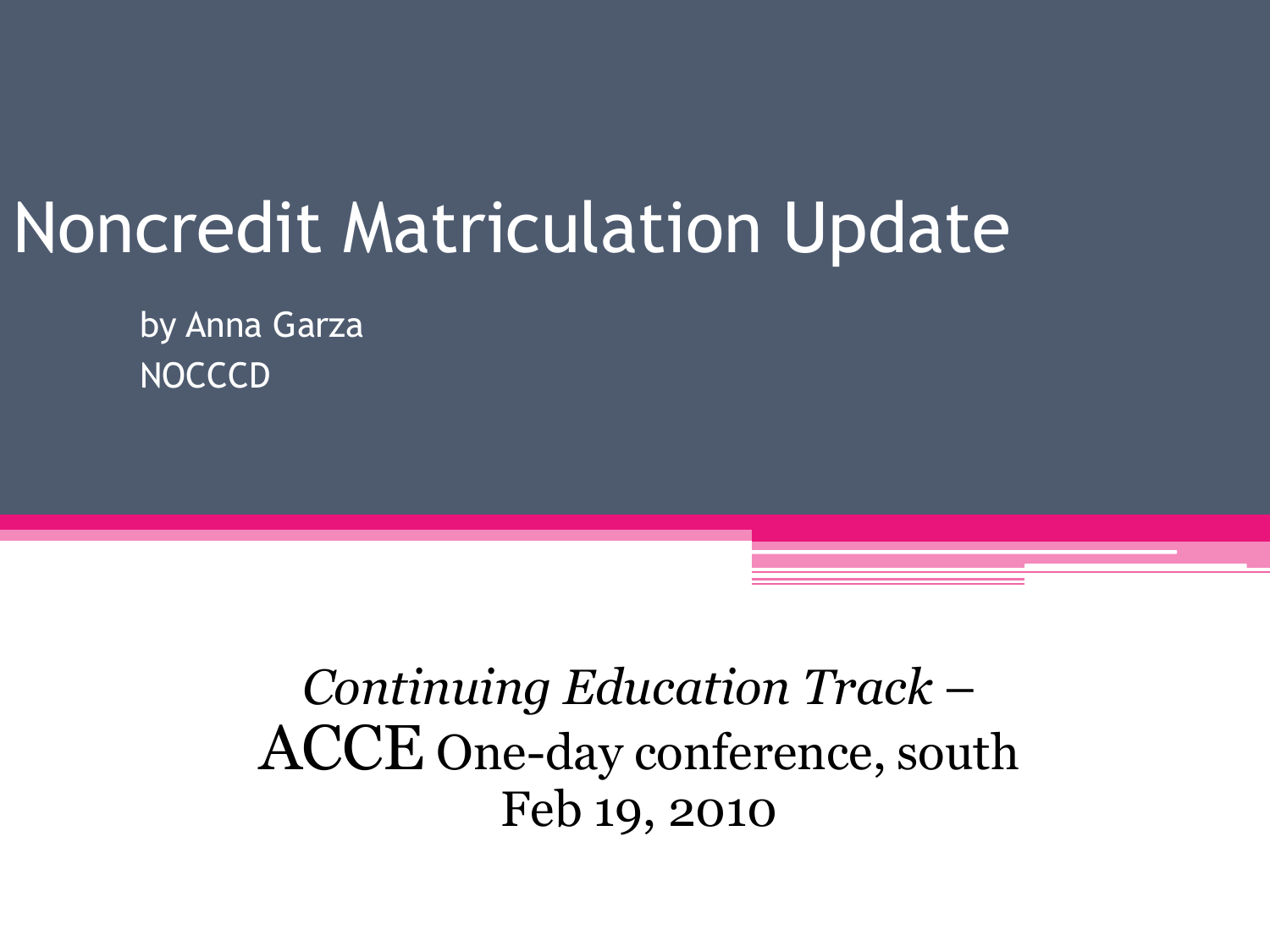# Noncredit Matriculation Update

by Anna Garza
NOCCCD

*Continuing Education Track –*
ACCE One-day conference, south
Feb 19, 2010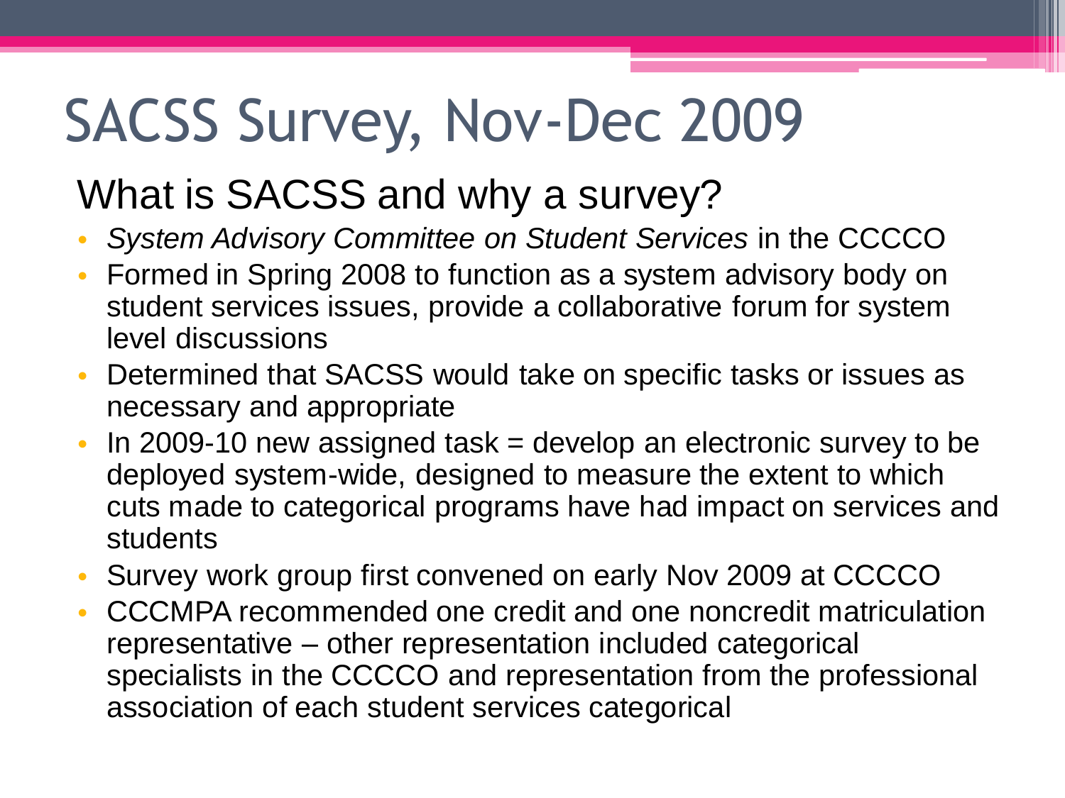# SACSS Survey, Nov-Dec 2009

## What is SACSS and why a survey?

- *System Advisory Committee on Student Services* in the CCCCO
- Formed in Spring 2008 to function as a system advisory body on student services issues, provide a collaborative forum for system level discussions
- Determined that SACSS would take on specific tasks or issues as necessary and appropriate
- In 2009-10 new assigned task = develop an electronic survey to be deployed system-wide, designed to measure the extent to which cuts made to categorical programs have had impact on services and students
- Survey work group first convened on early Nov 2009 at CCCCO
- CCCMPA recommended one credit and one noncredit matriculation representative – other representation included categorical specialists in the CCCCO and representation from the professional association of each student services categorical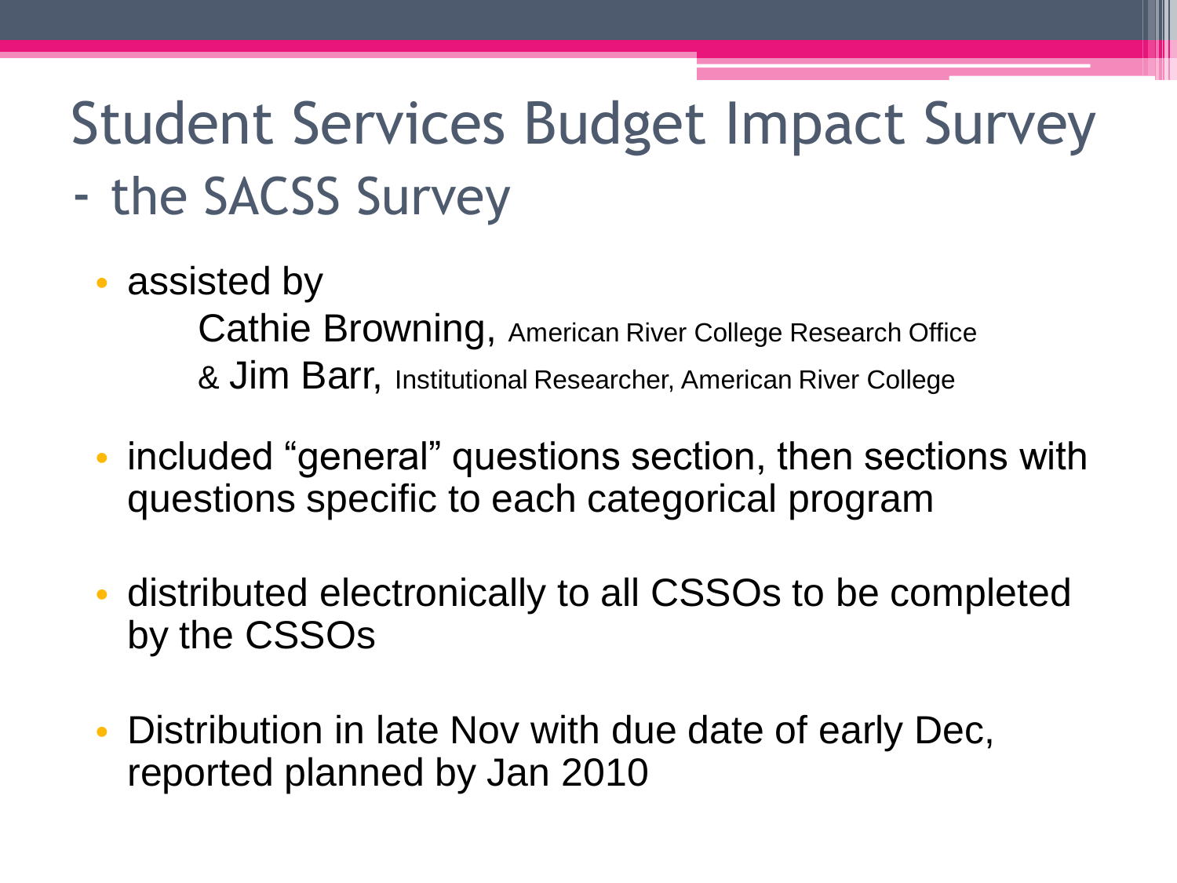# Student Services Budget Impact Survey - the SACSS Survey

- assisted by

  Cathie Browning, American River College Research Office

  & Jim Barr, Institutional Researcher, American River College

- included "general" questions section, then sections with questions specific to each categorical program

- distributed electronically to all CSSOs to be completed by the CSSOs

- Distribution in late Nov with due date of early Dec, reported planned by Jan 2010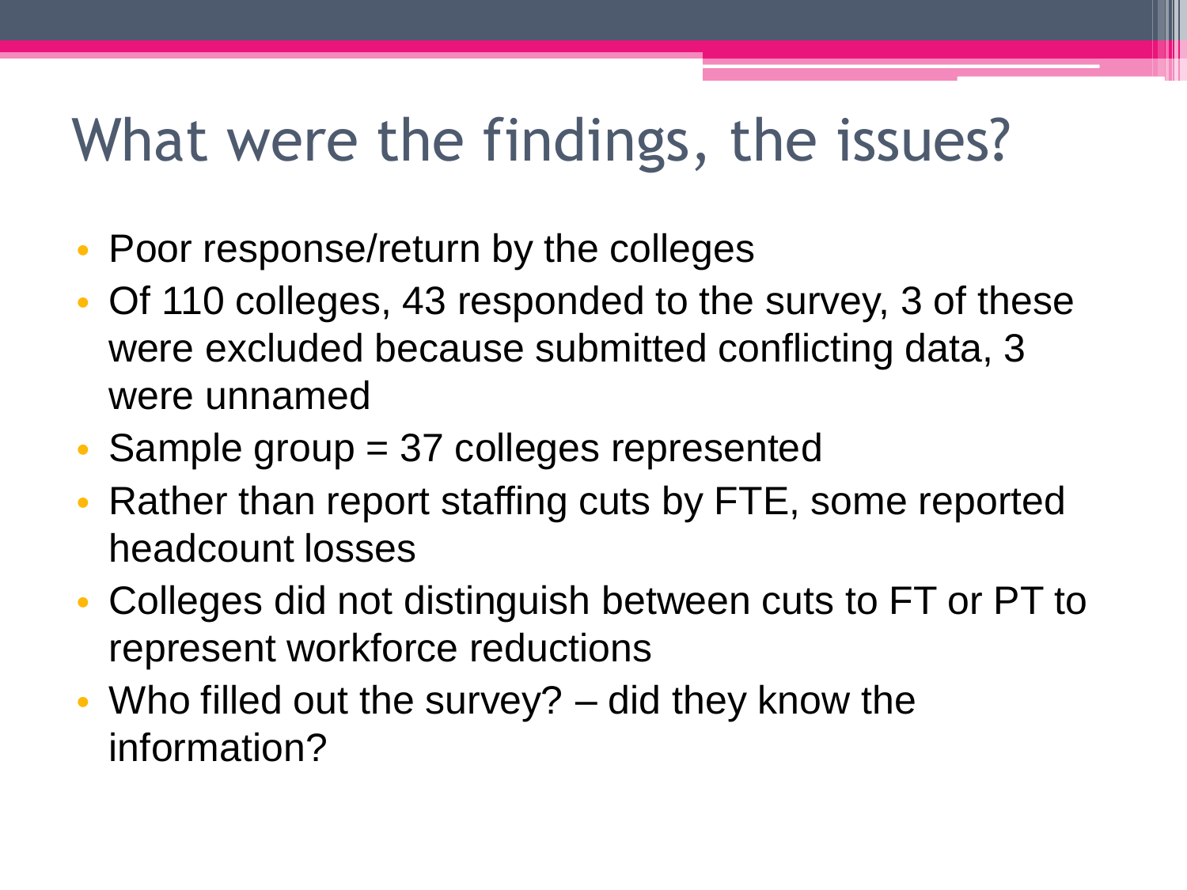# What were the findings, the issues?

- Poor response/return by the colleges
- Of 110 colleges, 43 responded to the survey, 3 of these were excluded because submitted conflicting data, 3 were unnamed
- Sample group = 37 colleges represented
- Rather than report staffing cuts by FTE, some reported headcount losses
- Colleges did not distinguish between cuts to FT or PT to represent workforce reductions
- Who filled out the survey? – did they know the information?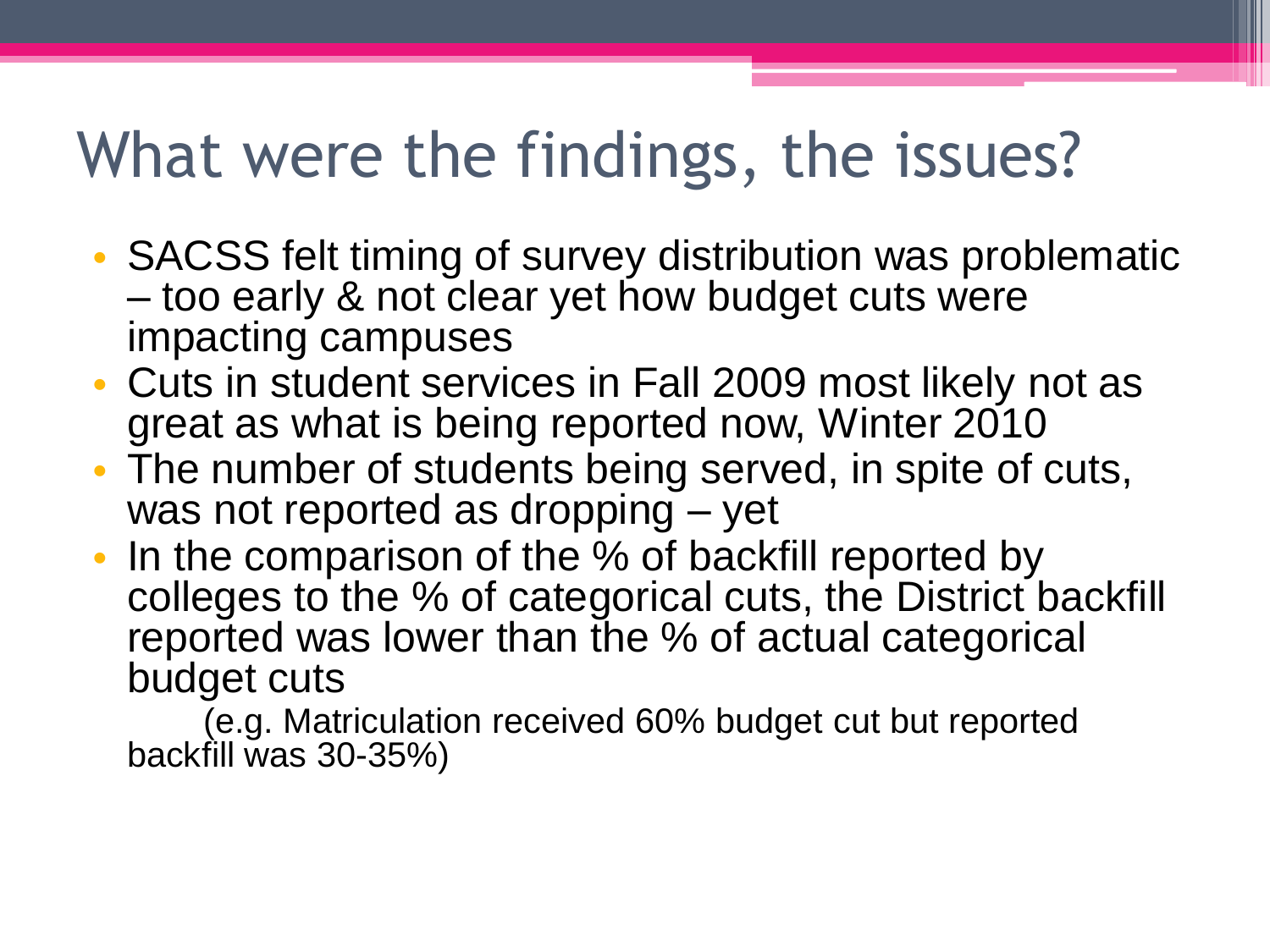# What were the findings, the issues?

- SACSS felt timing of survey distribution was problematic – too early & not clear yet how budget cuts were impacting campuses
- Cuts in student services in Fall 2009 most likely not as great as what is being reported now, Winter 2010
- The number of students being served, in spite of cuts, was not reported as dropping – yet
- In the comparison of the % of backfill reported by colleges to the % of categorical cuts, the District backfill reported was lower than the % of actual categorical budget cuts

  (e.g. Matriculation received 60% budget cut but reported backfill was 30-35%)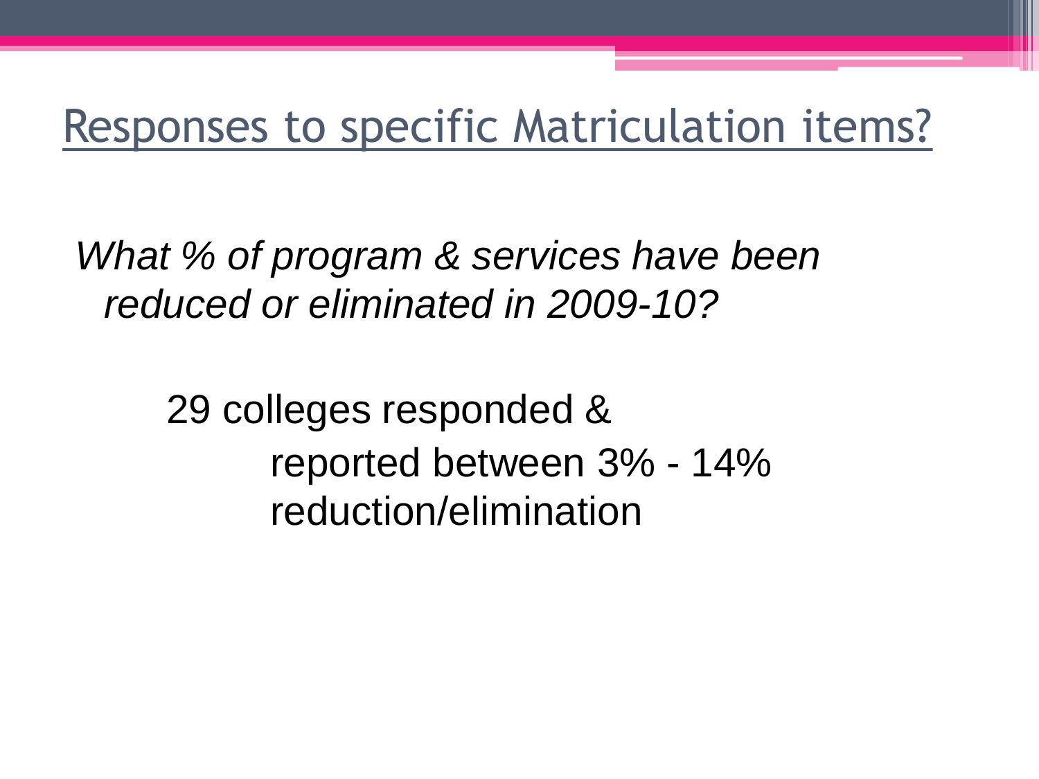# Responses to specific Matriculation items?

*What % of program & services have been reduced or eliminated in 2009-10?*

29 colleges responded & reported between 3% - 14% reduction/elimination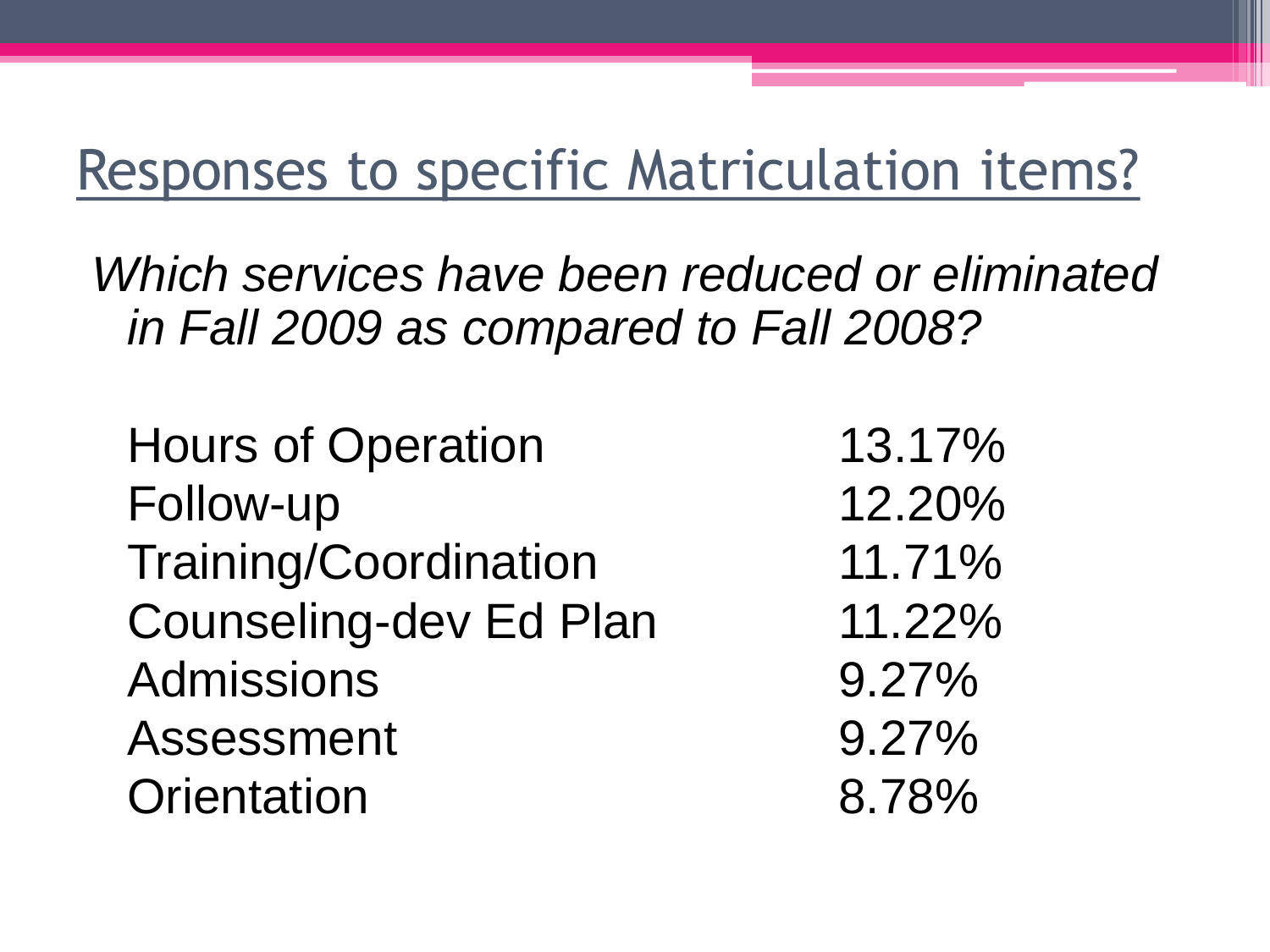# Responses to specific Matriculation items?

*Which services have been reduced or eliminated in Fall 2009 as compared to Fall 2008?*

| | |
|---|---|
| Hours of Operation | 13.17% |
| Follow-up | 12.20% |
| Training/Coordination | 11.71% |
| Counseling-dev Ed Plan | 11.22% |
| Admissions | 9.27% |
| Assessment | 9.27% |
| Orientation | 8.78% |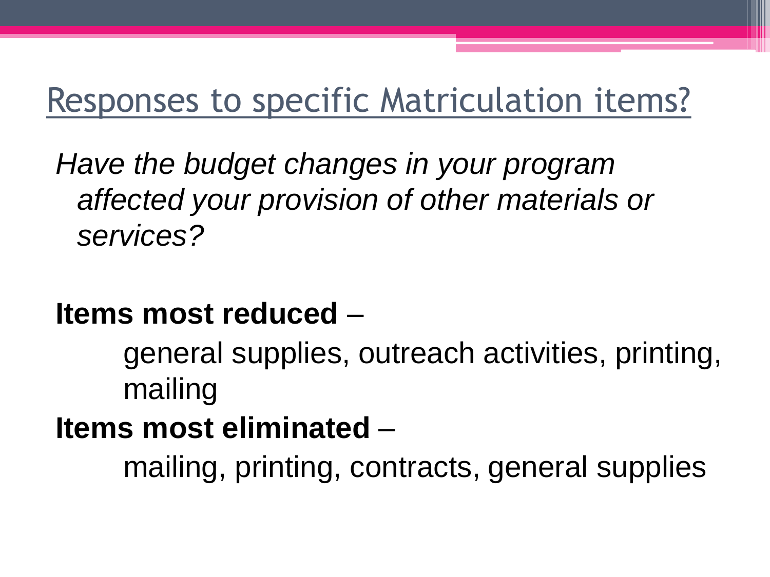# Responses to specific Matriculation items?

*Have the budget changes in your program affected your provision of other materials or services?*

**Items most reduced** –

general supplies, outreach activities, printing, mailing

**Items most eliminated** –

mailing, printing, contracts, general supplies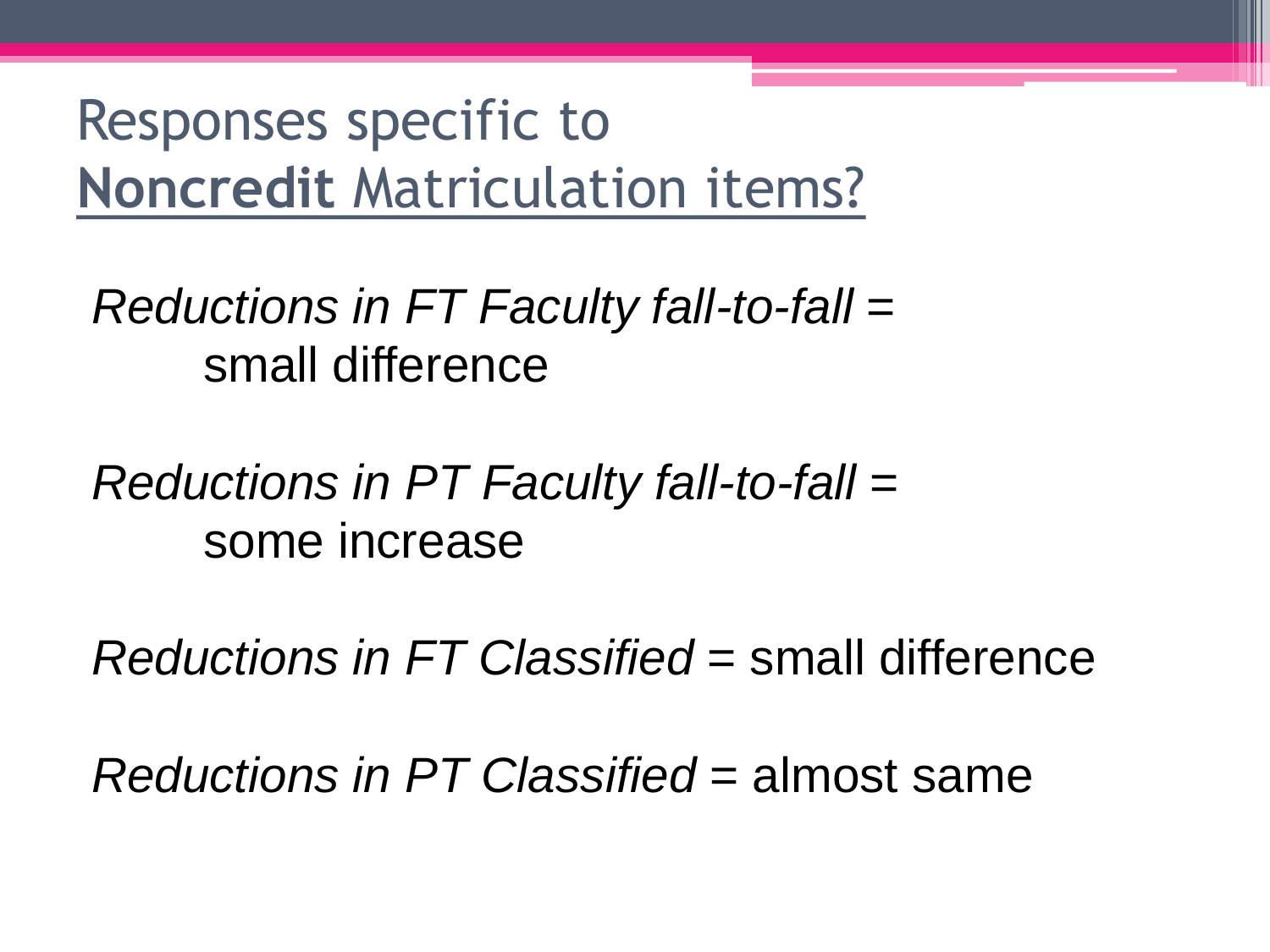# Responses specific to **Noncredit** Matriculation items?

*Reductions in FT Faculty fall-to-fall* = small difference

*Reductions in PT Faculty fall-to-fall* = some increase

*Reductions in FT Classified* = small difference

*Reductions in PT Classified* = almost same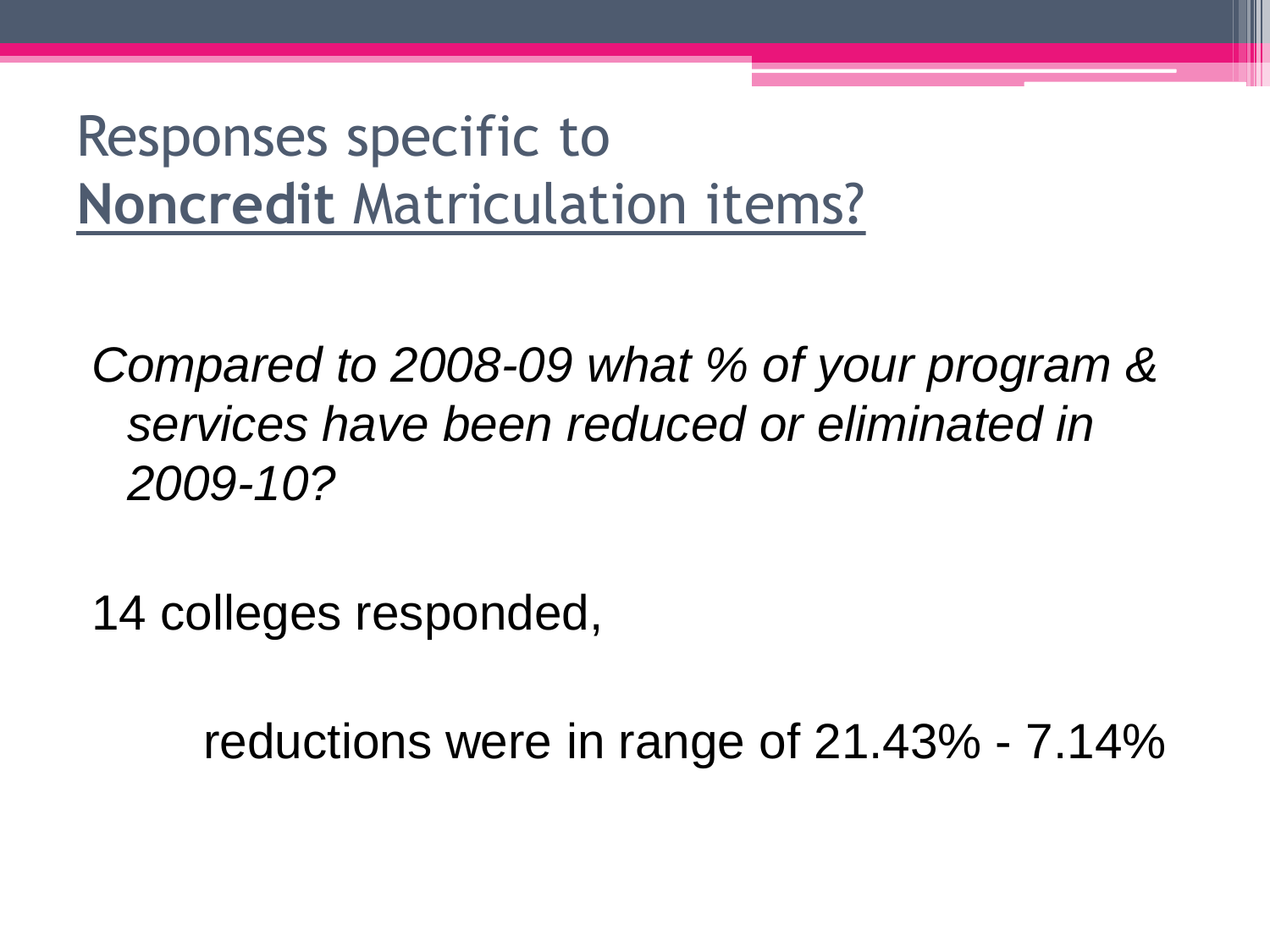# Responses specific to **Noncredit** Matriculation items?

*Compared to 2008-09 what % of your program & services have been reduced or eliminated in 2009-10?*

14 colleges responded,

reductions were in range of 21.43% - 7.14%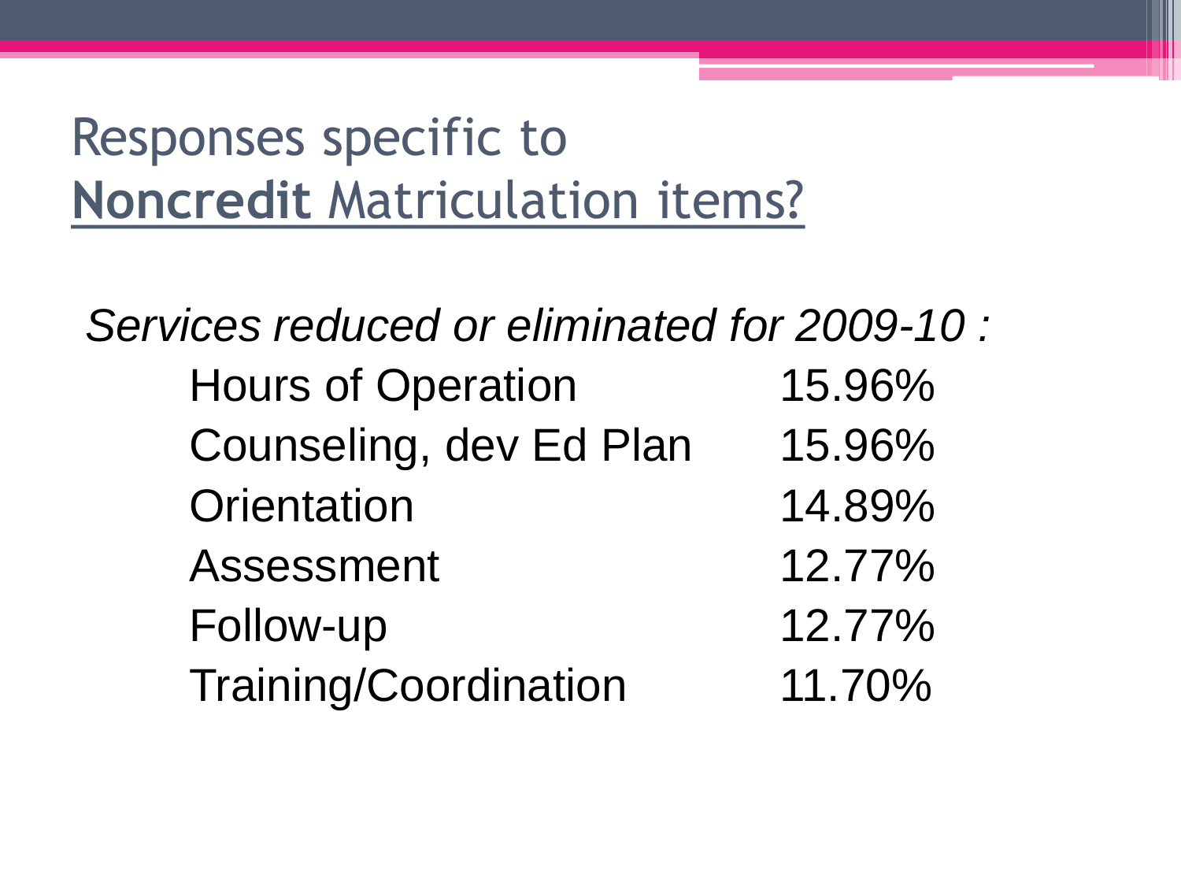# Responses specific to **Noncredit** Matriculation items?

*Services reduced or eliminated for 2009-10 :*

| Service | Percentage |
| --- | --- |
| Hours of Operation | 15.96% |
| Counseling, dev Ed Plan | 15.96% |
| Orientation | 14.89% |
| Assessment | 12.77% |
| Follow-up | 12.77% |
| Training/Coordination | 11.70% |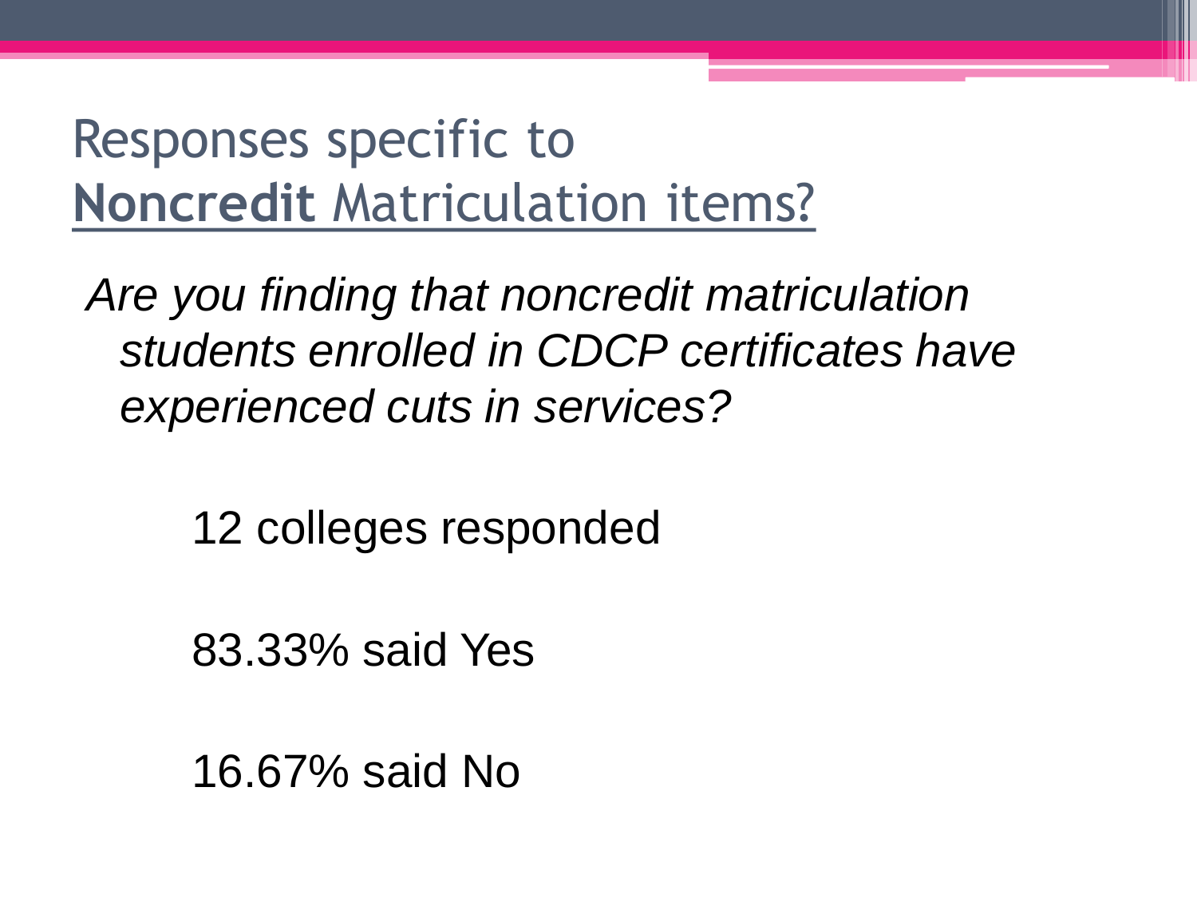# Responses specific to **Noncredit** Matriculation items?

*Are you finding that noncredit matriculation students enrolled in CDCP certificates have experienced cuts in services?*

12 colleges responded

83.33% said Yes

16.67% said No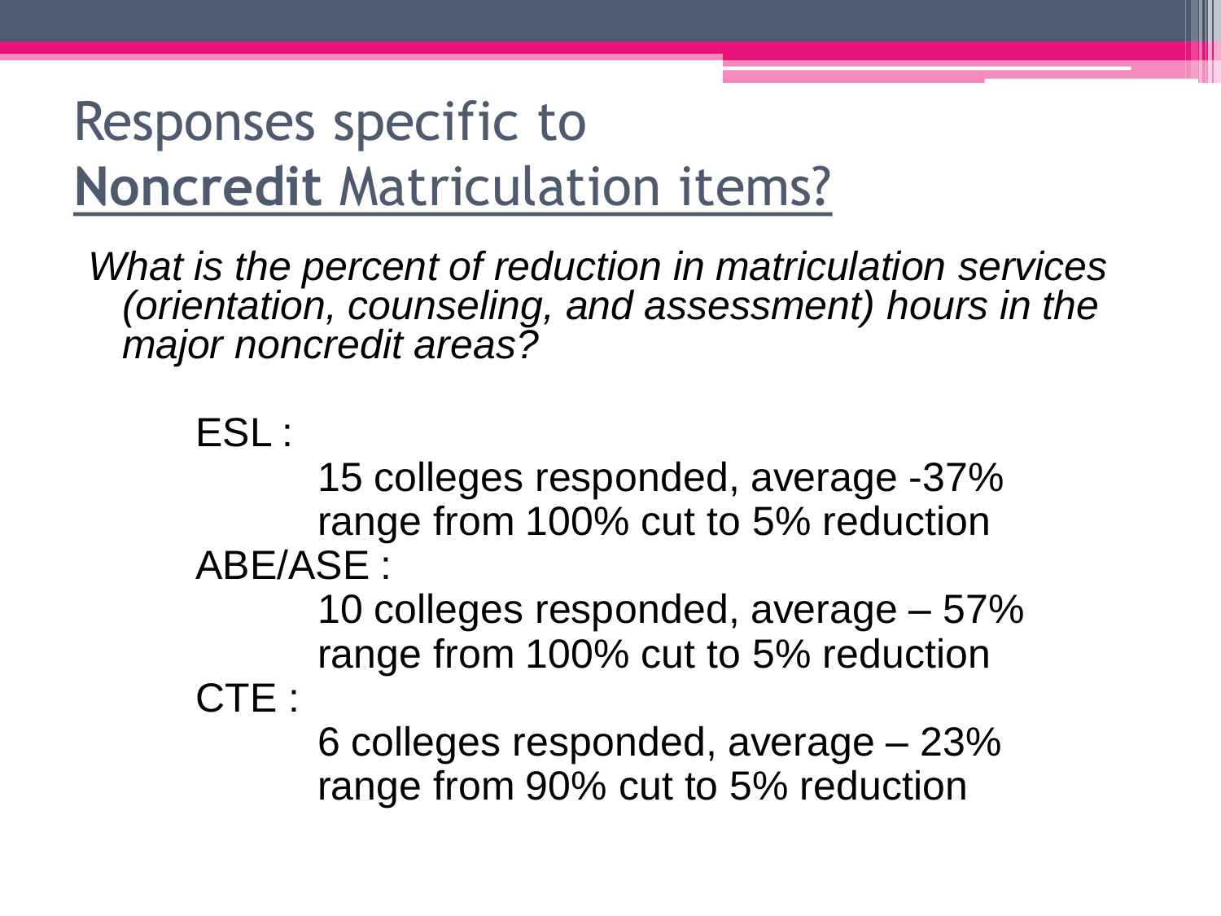# Responses specific to **Noncredit** Matriculation items?

*What is the percent of reduction in matriculation services (orientation, counseling, and assessment) hours in the major noncredit areas?*

ESL :

15 colleges responded, average -37%
range from 100% cut to 5% reduction

ABE/ASE :

10 colleges responded, average – 57%
range from 100% cut to 5% reduction

CTE :

6 colleges responded, average – 23%
range from 90% cut to 5% reduction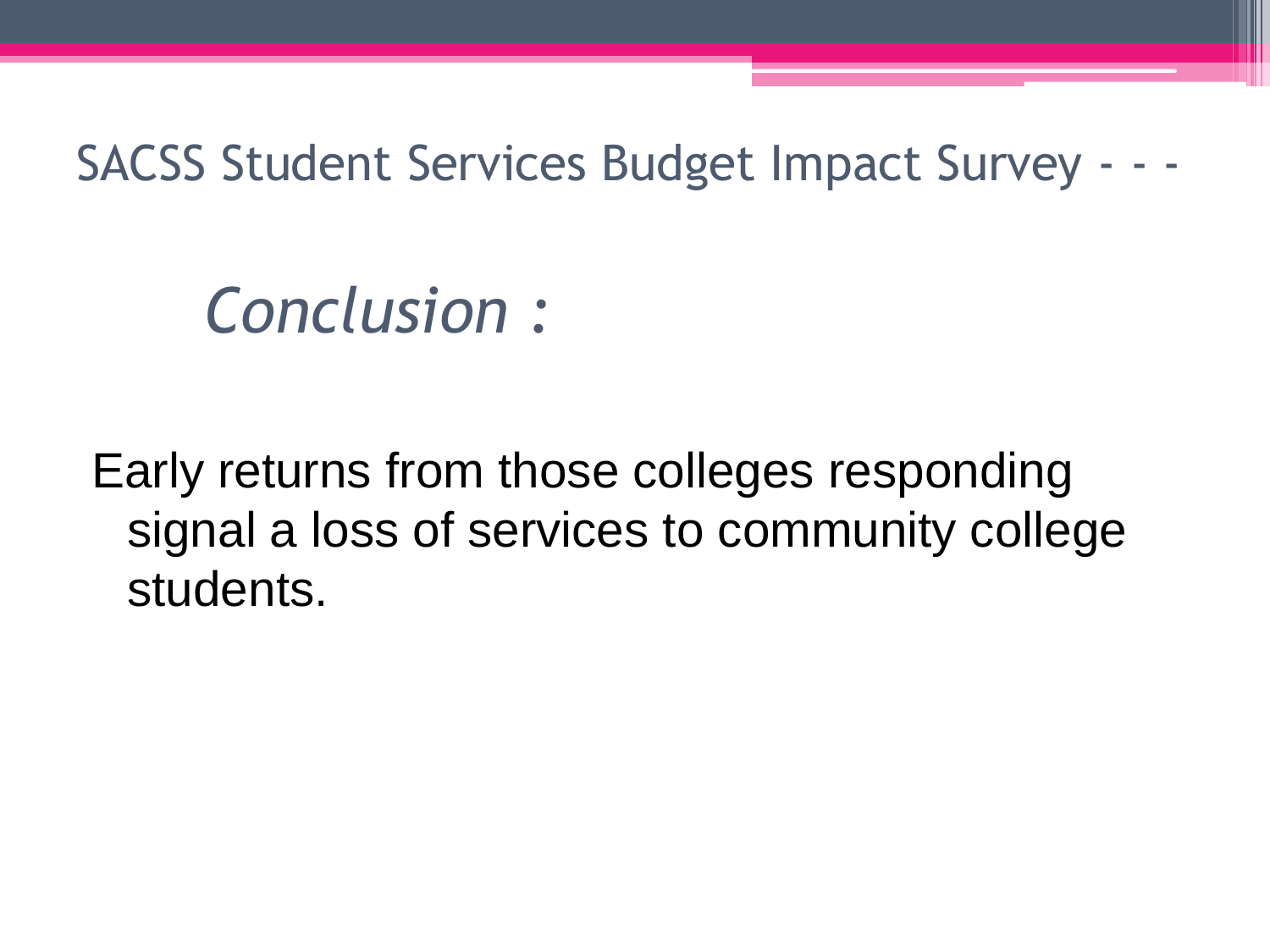# SACSS Student Services Budget Impact Survey - - -

## *Conclusion :*

Early returns from those colleges responding signal a loss of services to community college students.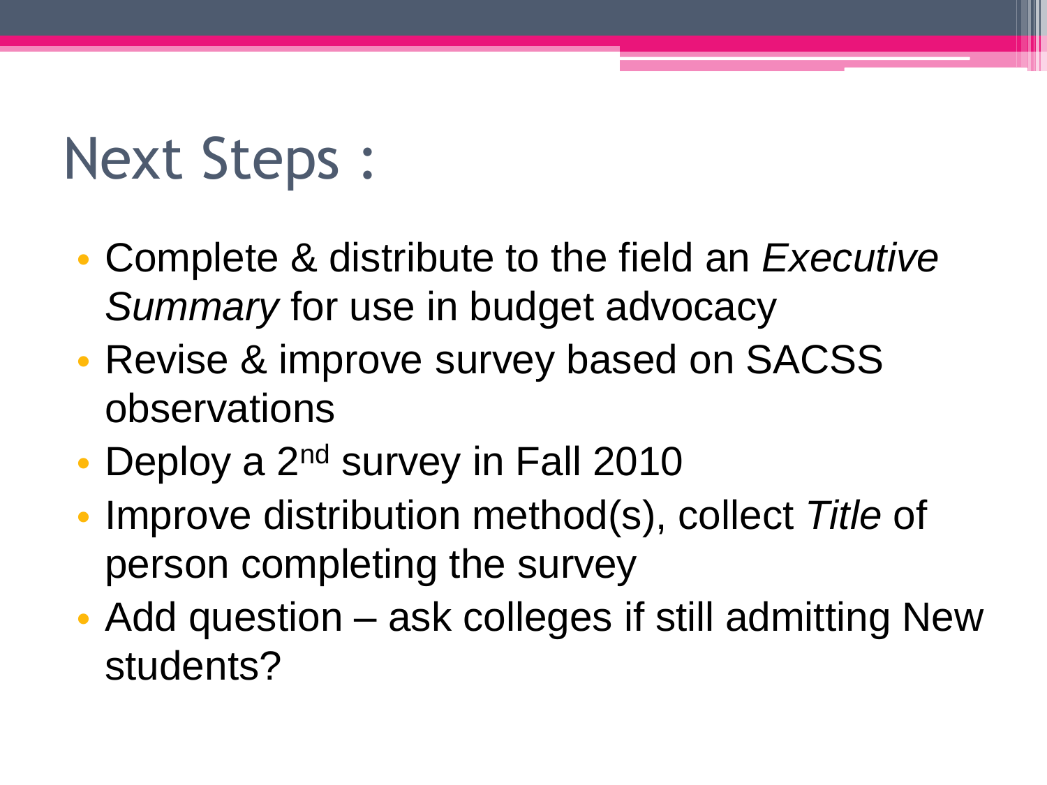# Next Steps :

- Complete & distribute to the field an *Executive Summary* for use in budget advocacy
- Revise & improve survey based on SACSS observations
- Deploy a 2nd survey in Fall 2010
- Improve distribution method(s), collect *Title* of person completing the survey
- Add question – ask colleges if still admitting New students?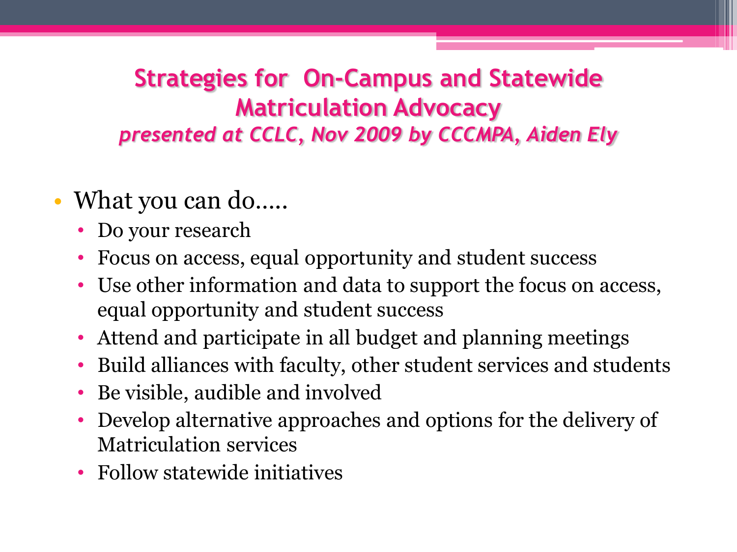# Strategies for On-Campus and Statewide Matriculation Advocacy

*presented at CCLC, Nov 2009 by CCCMPA, Aiden Ely*

- What you can do.....
  - Do your research
  - Focus on access, equal opportunity and student success
  - Use other information and data to support the focus on access, equal opportunity and student success
  - Attend and participate in all budget and planning meetings
  - Build alliances with faculty, other student services and students
  - Be visible, audible and involved
  - Develop alternative approaches and options for the delivery of Matriculation services
  - Follow statewide initiatives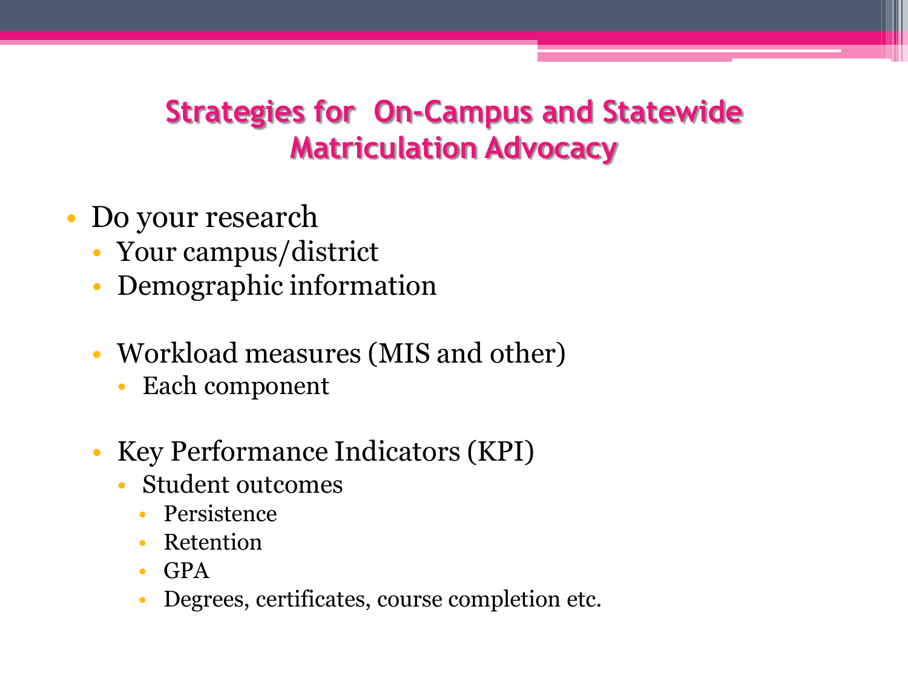# Strategies for On-Campus and Statewide Matriculation Advocacy

- Do your research
  - Your campus/district
  - Demographic information
  - Workload measures (MIS and other)
    - Each component
  - Key Performance Indicators (KPI)
    - Student outcomes
      - Persistence
      - Retention
      - GPA
      - Degrees, certificates, course completion etc.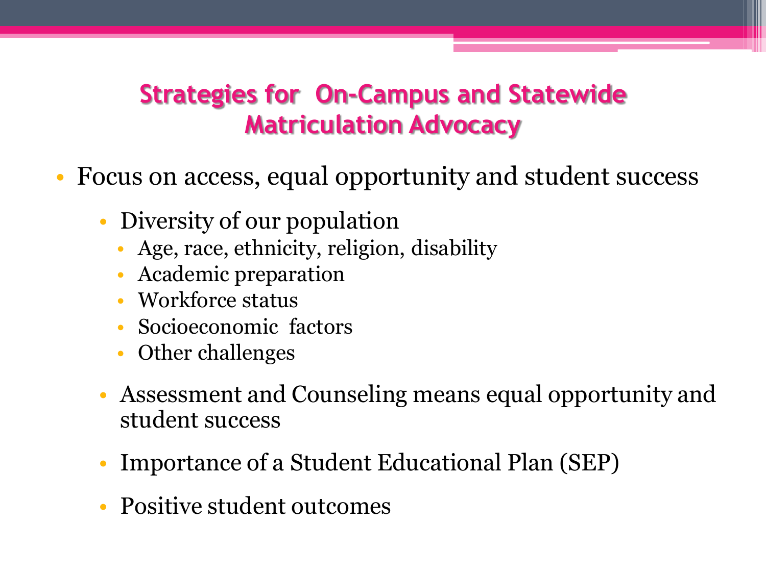# Strategies for On-Campus and Statewide Matriculation Advocacy

- Focus on access, equal opportunity and student success
  - Diversity of our population
    - Age, race, ethnicity, religion, disability
    - Academic preparation
    - Workforce status
    - Socioeconomic factors
    - Other challenges
  - Assessment and Counseling means equal opportunity and student success
  - Importance of a Student Educational Plan (SEP)
  - Positive student outcomes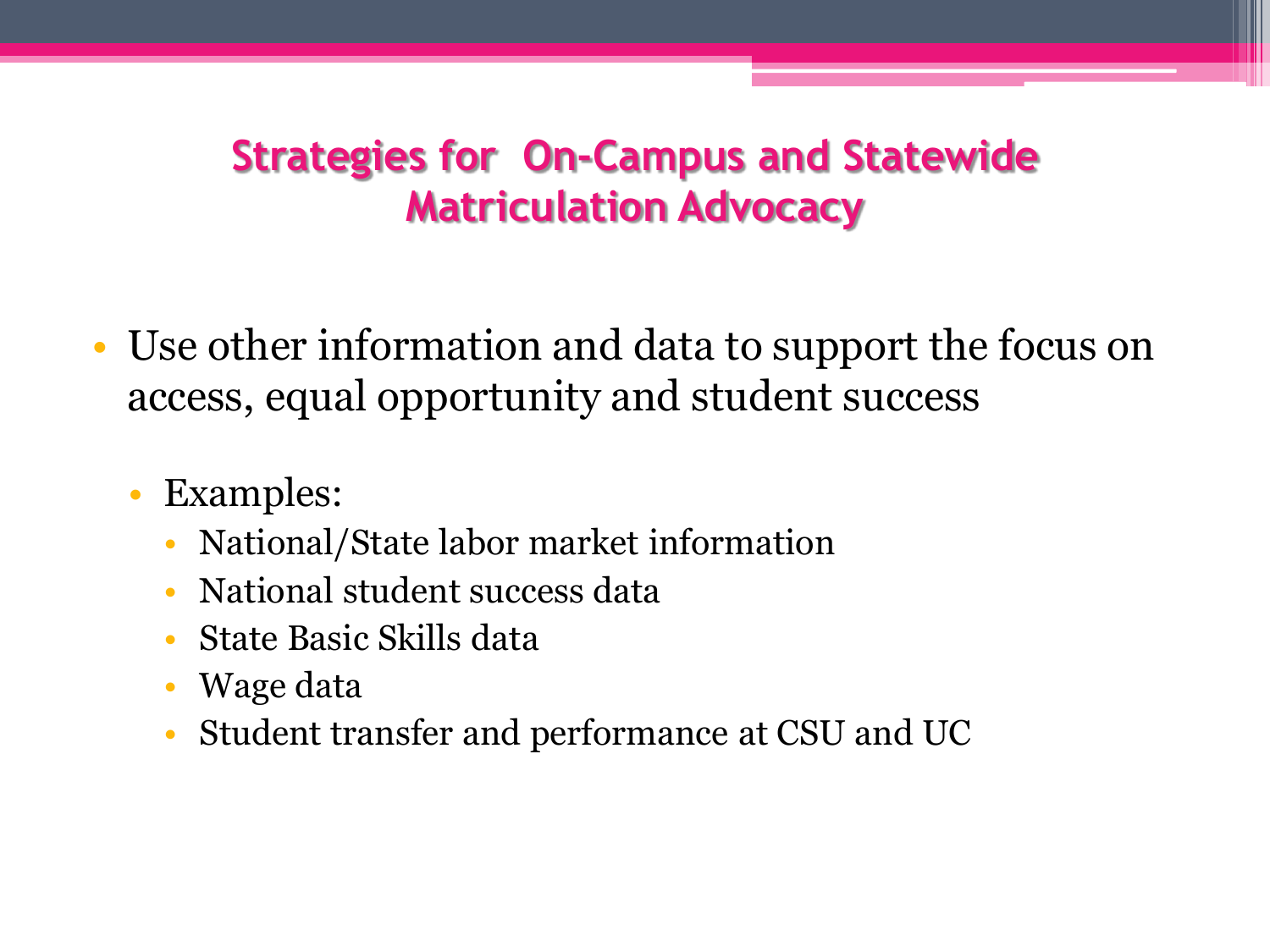# Strategies for On-Campus and Statewide Matriculation Advocacy

- Use other information and data to support the focus on access, equal opportunity and student success
  - Examples:
    - National/State labor market information
    - National student success data
    - State Basic Skills data
    - Wage data
    - Student transfer and performance at CSU and UC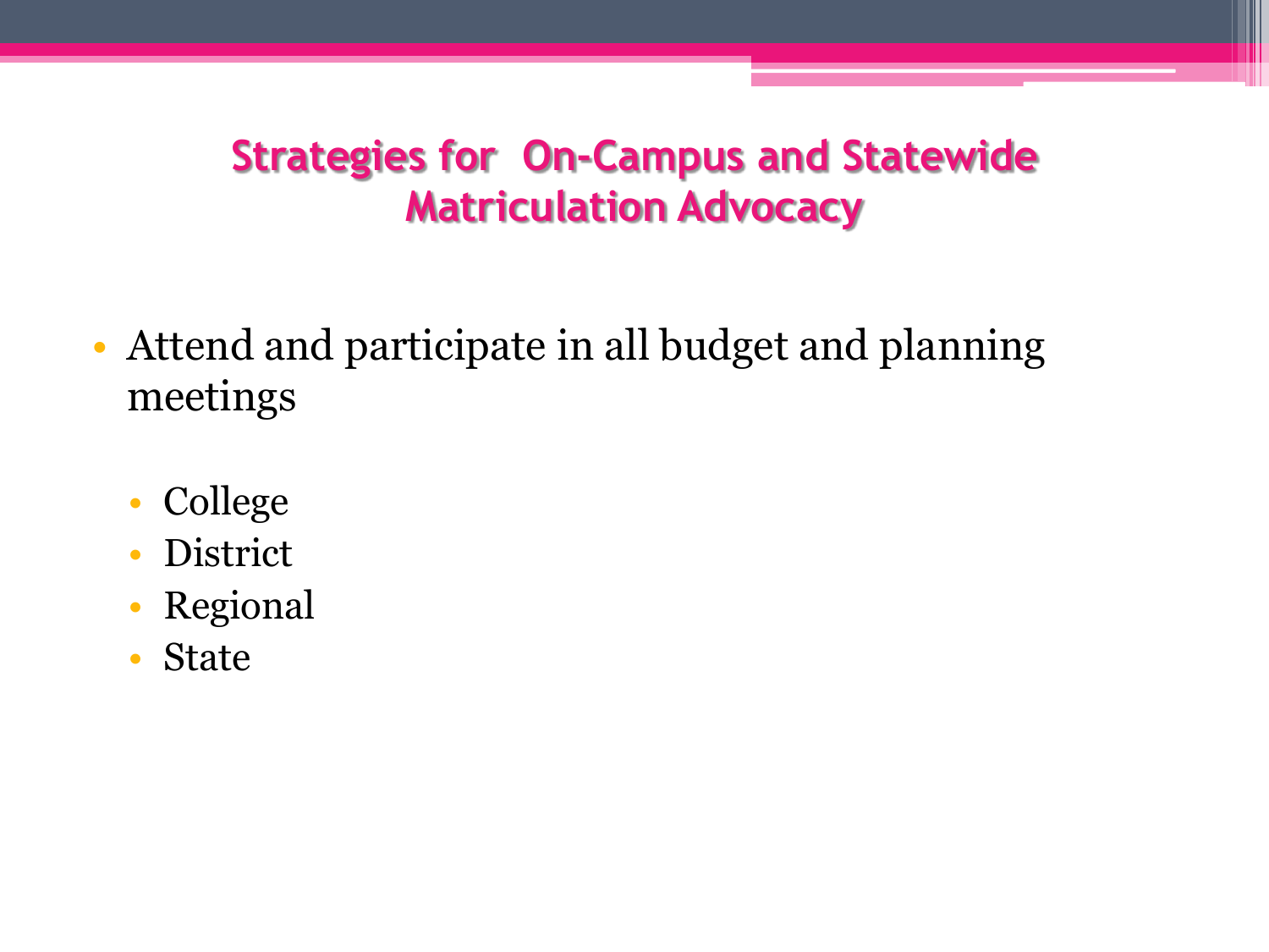# Strategies for On-Campus and Statewide Matriculation Advocacy

- Attend and participate in all budget and planning meetings
  - College
  - District
  - Regional
  - State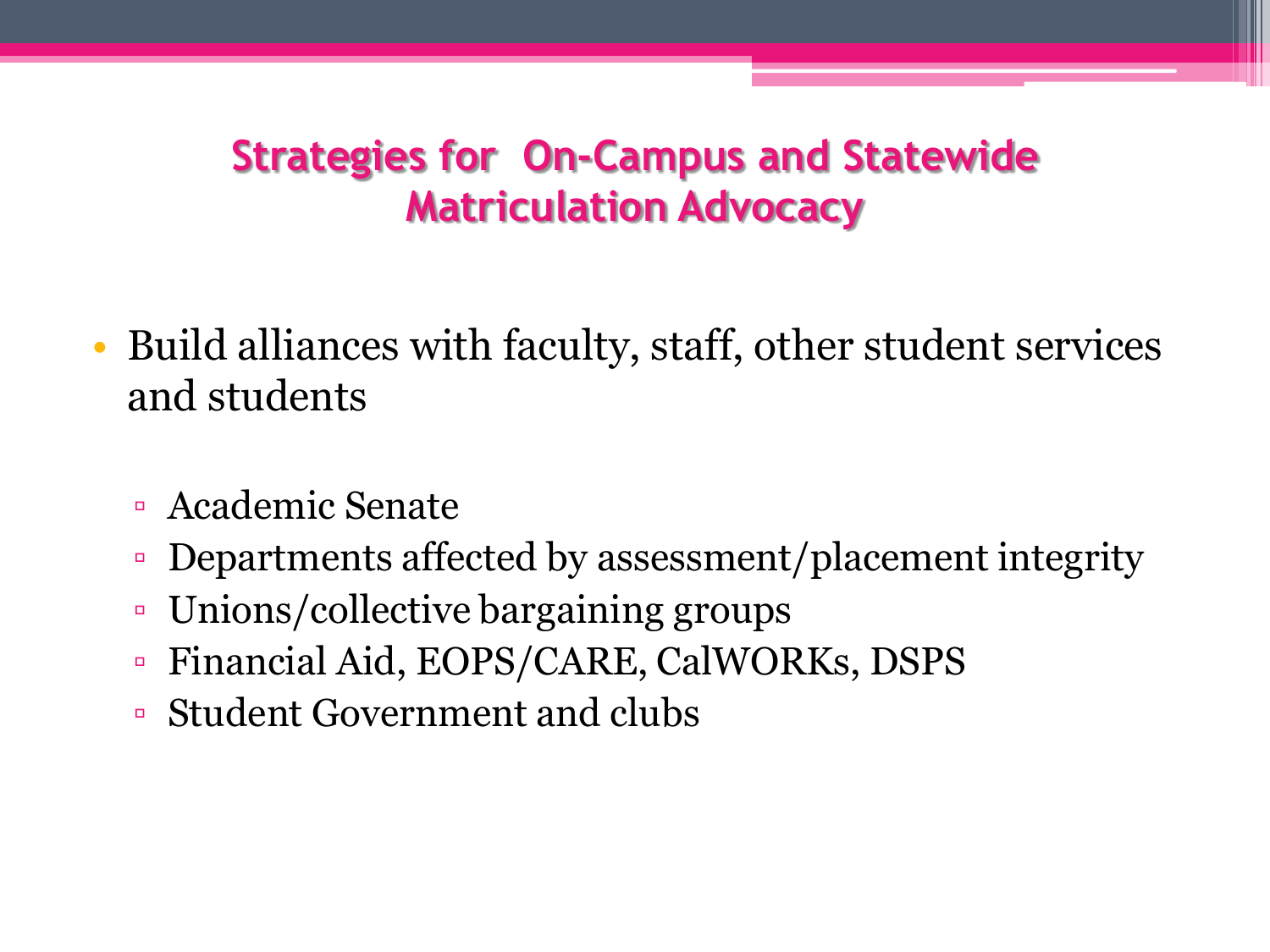# Strategies for On-Campus and Statewide Matriculation Advocacy

- Build alliances with faculty, staff, other student services and students
  - Academic Senate
  - Departments affected by assessment/placement integrity
  - Unions/collective bargaining groups
  - Financial Aid, EOPS/CARE, CalWORKs, DSPS
  - Student Government and clubs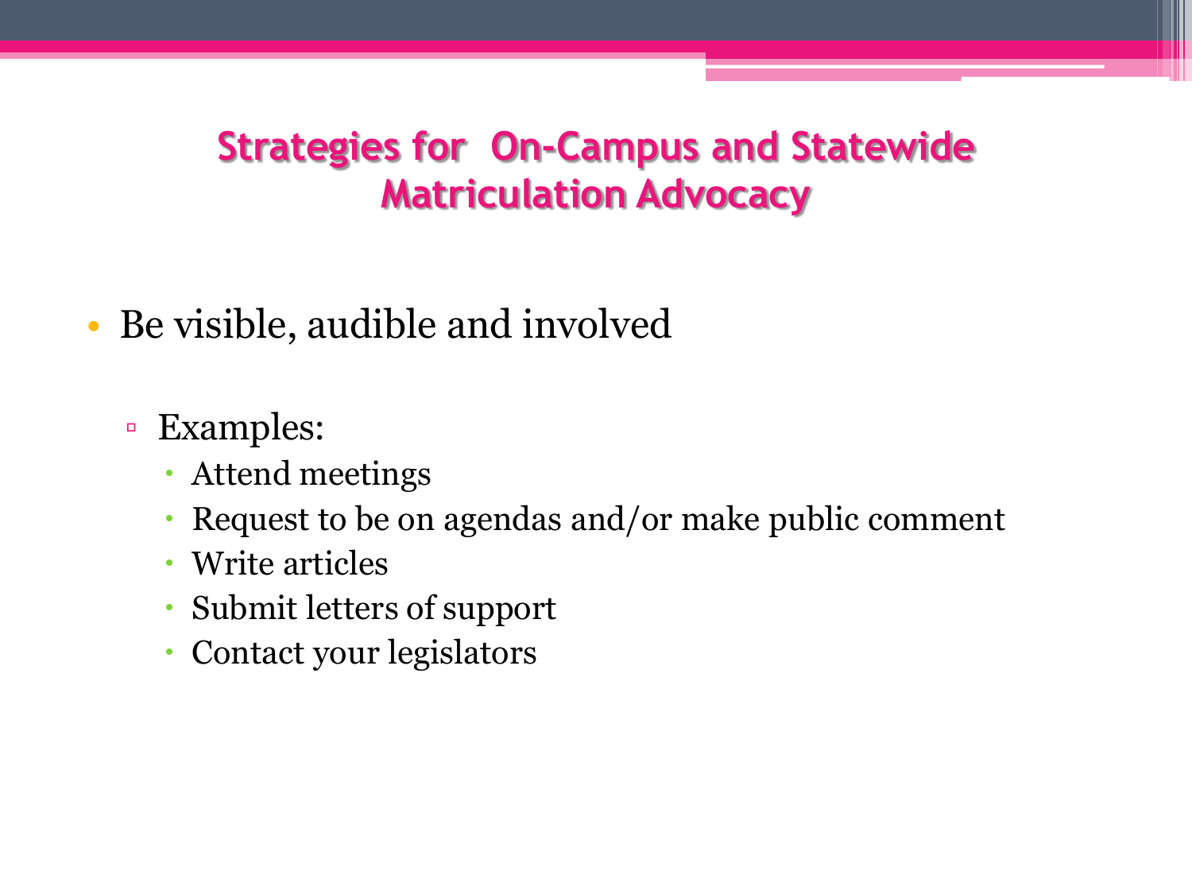# Strategies for On-Campus and Statewide Matriculation Advocacy

- Be visible, audible and involved
  - Examples:
    - Attend meetings
    - Request to be on agendas and/or make public comment
    - Write articles
    - Submit letters of support
    - Contact your legislators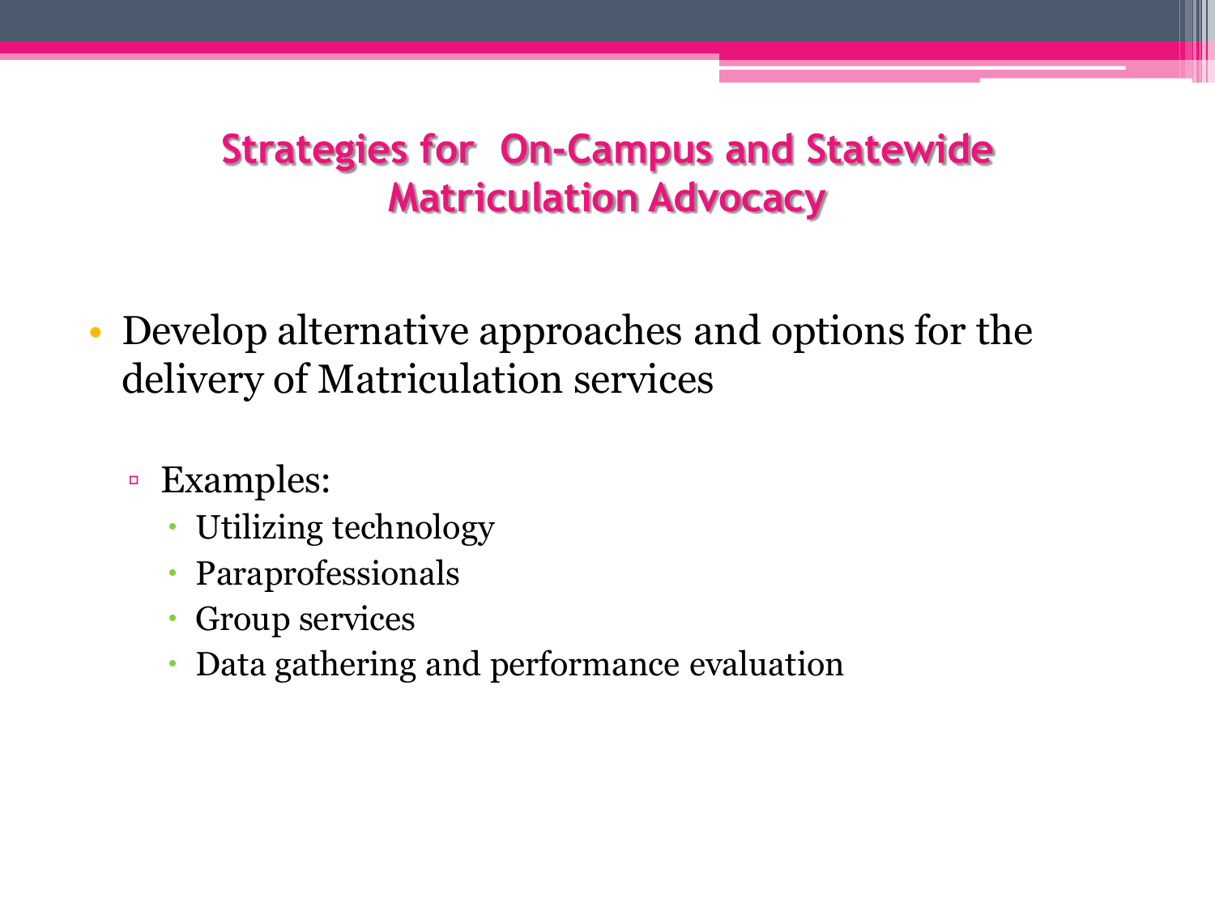# Strategies for On-Campus and Statewide Matriculation Advocacy

- Develop alternative approaches and options for the delivery of Matriculation services
  - Examples:
    - Utilizing technology
    - Paraprofessionals
    - Group services
    - Data gathering and performance evaluation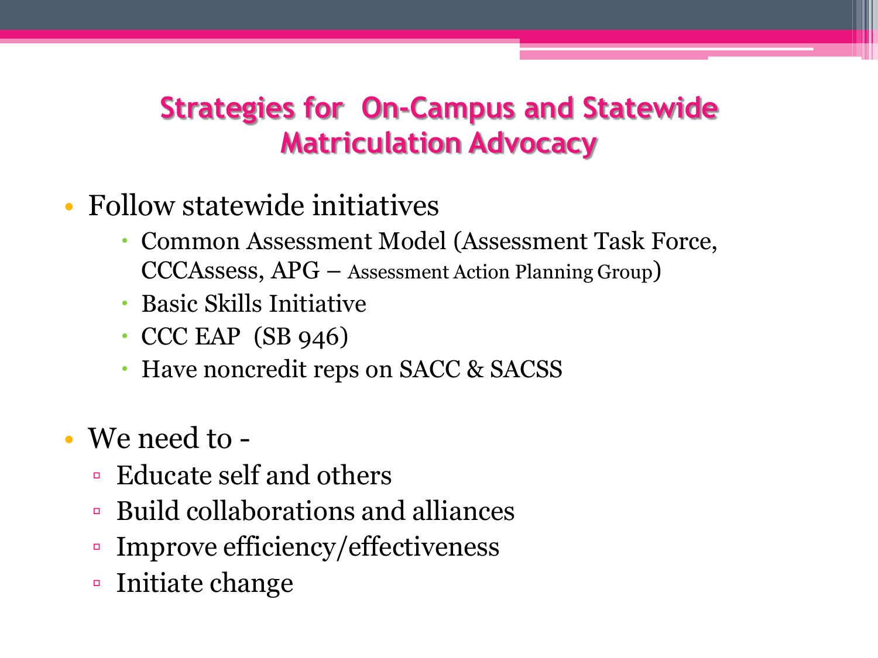# Strategies for On-Campus and Statewide Matriculation Advocacy

- Follow statewide initiatives
  - Common Assessment Model (Assessment Task Force, CCCAssess, APG – Assessment Action Planning Group)
  - Basic Skills Initiative
  - CCC EAP (SB 946)
  - Have noncredit reps on SACC & SACSS
- We need to -
  - Educate self and others
  - Build collaborations and alliances
  - Improve efficiency/effectiveness
  - Initiate change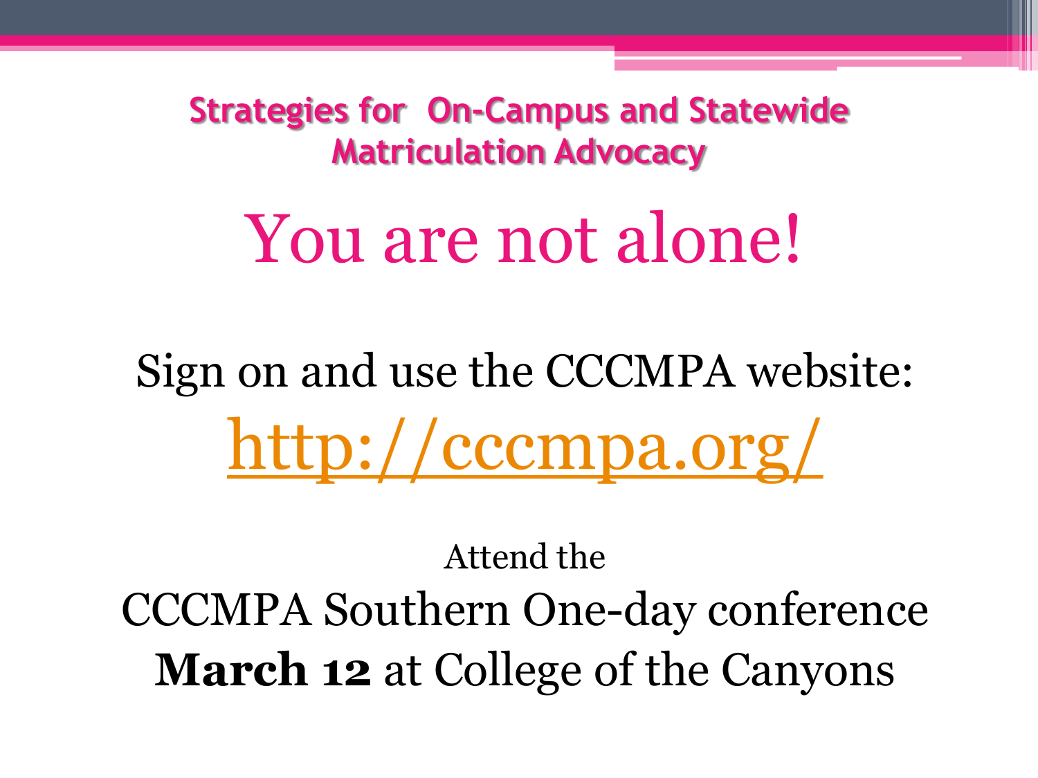## Strategies for On-Campus and Statewide Matriculation Advocacy

# You are not alone!

Sign on and use the CCCMPA website:

http://cccmpa.org/

Attend the

CCCMPA Southern One-day conference

**March 12** at College of the Canyons